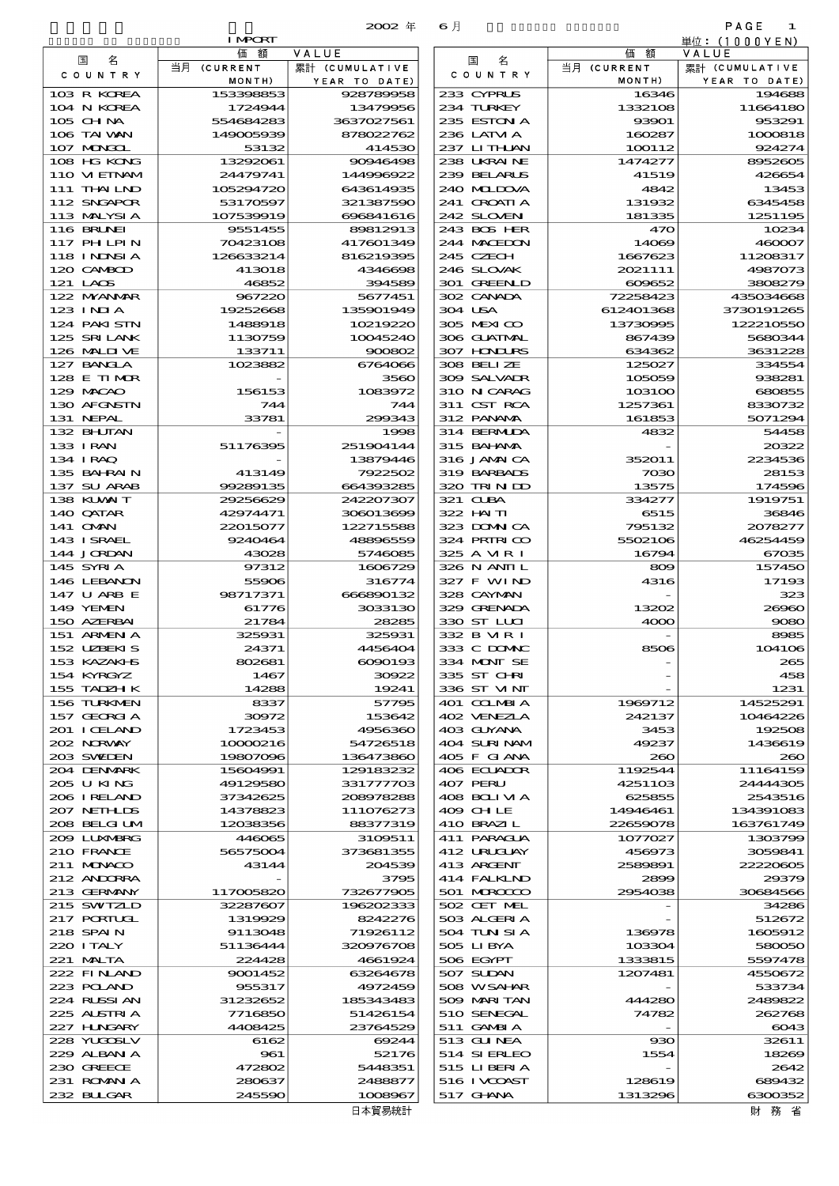IMPORT

2002 年 6月

単位：(1000YEN)

| 国 名 COUNTRY | 価 額 VALUE 当月 (CURRENT MONTH) | 累計 (CUMULATIVE YEAR TO DATE) | 国 名 COUNTRY | 価 額 VALUE 当月 (CURRENT MONTH) | 累計 (CUMULATIVE YEAR TO DATE) |
|---|---|---|---|---|---|
| 103 R KOREA | 153398853 | 928789958 | 233 CYPRUS | 16346 | 194688 |
| 104 N KOREA | 1724944 | 13479956 | 234 TURKEY | 1332108 | 11664180 |
| 105 CHINA | 554684283 | 3637027561 | 235 ESTONIA | 93901 | 953291 |
| 106 TAIWAN | 149005939 | 878022762 | 236 LATVIA | 160287 | 1000818 |
| 107 MONGOL | 53132 | 414530 | 237 LITHUAN | 100112 | 924274 |
| 108 HG KONG | 13292061 | 90946498 | 238 UKRAINE | 1474277 | 8952605 |
| 110 VIETNAM | 24479741 | 144996922 | 239 BELARUS | 41519 | 426654 |
| 111 THAILND | 105294720 | 643614935 | 240 MOLDOVA | 4842 | 13453 |
| 112 SNGAPOR | 53170597 | 321387590 | 241 CROATIA | 131932 | 6345458 |
| 113 MALYSIA | 107539919 | 696841616 | 242 SLOVEN | 181335 | 1251195 |
| 116 BRUNEI | 9551455 | 89812913 | 243 BOS HER | 470 | 10234 |
| 117 PHILPIN | 70423108 | 417601349 | 244 MACEDON | 14069 | 460007 |
| 118 INDNSIA | 126633214 | 816219395 | 245 CZECH | 1667623 | 11208317 |
| 120 CAMBOD | 413018 | 4346698 | 246 SLOVAK | 2021111 | 4987073 |
| 121 LAOS | 46852 | 394589 | 301 GREENLD | 609652 | 3808279 |
| 122 MYANMAR | 967220 | 5677451 | 302 CANADA | 72258423 | 435034668 |
| 123 INDIA | 19252668 | 135901949 | 304 USA | 612401368 | 3730191265 |
| 124 PAKISTN | 1488918 | 10219220 | 305 MEXICO | 13730995 | 122210550 |
| 125 SRI LANK | 1130759 | 10045240 | 306 GUATMAL | 867439 | 5680344 |
| 126 MALDIVE | 133711 | 900802 | 307 HONDURS | 634362 | 3631228 |
| 127 BANGLA | 1023882 | 6764066 | 308 BELIZE | 125027 | 334554 |
| 128 E TIMOR | - | 3560 | 309 SALVADR | 105059 | 938281 |
| 129 MACAO | 156153 | 1083972 | 310 NICARAG | 103100 | 680855 |
| 130 AFGNSTN | 744 | 744 | 311 CST RCA | 1257361 | 8330732 |
| 131 NEPAL | 33781 | 299343 | 312 PANAMA | 161853 | 5071294 |
| 132 BHUTAN | - | 1998 | 314 BERMUDA | 4832 | 54458 |
| 133 IRAN | 51176395 | 251904144 | 315 BAHAMA | - | 20322 |
| 134 IRAQ | - | 13879446 | 316 JAMAICA | 352011 | 2234536 |
| 135 BAHRAIN | 413149 | 7922502 | 319 BARBADS | 7030 | 28153 |
| 137 SU ARAB | 99289135 | 664393285 | 320 TRINIDD | 13575 | 174596 |
| 138 KUWAIT | 29256629 | 242207307 | 321 CUBA | 334277 | 1919751 |
| 140 QATAR | 42974471 | 306013699 | 322 HAITI | 6515 | 36846 |
| 141 OMAN | 22015077 | 122715588 | 323 DOMNICA | 795132 | 2078277 |
| 143 ISRAEL | 9240464 | 48896559 | 324 PRTRICO | 5502106 | 46254459 |
| 144 JORDAN | 43028 | 5746085 | 325 A VIRI | 16794 | 67035 |
| 145 SYRIA | 97312 | 1606729 | 326 N ANTIL | 809 | 157450 |
| 146 LEBANON | 55906 | 316774 | 327 F WIND | 4316 | 17193 |
| 147 U ARB E | 98717371 | 666890132 | 328 CAYMAN | - | 323 |
| 149 YEMEN | 61776 | 3033130 | 329 GRENADA | 13202 | 26960 |
| 150 AZERBAI | 21784 | 28285 | 330 ST LUCI | 4000 | 9080 |
| 151 ARMENIA | 325931 | 325931 | 332 B VIRI | - | 8985 |
| 152 UZBEKIS | 24371 | 4456404 | 333 C DOMNC | 8506 | 104106 |
| 153 KAZAKHS | 802681 | 6090193 | 334 MONT SE | - | 265 |
| 154 KYRGYZ | 1467 | 30922 | 335 ST CHRI | - | 458 |
| 155 TADZHIK | 14288 | 19241 | 336 ST VINT | - | 1231 |
| 156 TURKMEN | 8337 | 57795 | 401 COLMBIA | 1969712 | 14525291 |
| 157 GEORGIA | 30972 | 153642 | 402 VENEZLA | 242137 | 10464226 |
| 201 ICELAND | 1723453 | 4956360 | 403 GUYANA | 3453 | 192508 |
| 202 NORWAY | 10000216 | 54726518 | 404 SURINAM | 49237 | 1436619 |
| 203 SWEDEN | 19807096 | 136473860 | 405 F GIANA | 260 | 260 |
| 204 DENMARK | 15604991 | 129183232 | 406 ECUADOR | 1192544 | 11164159 |
| 205 U KING | 49129580 | 331777703 | 407 PERU | 4251103 | 24444305 |
| 206 IRELAND | 37342625 | 208978288 | 408 BOLIVIA | 625855 | 2543516 |
| 207 NETHLDS | 14378823 | 111076273 | 409 CHILE | 14946461 | 134391083 |
| 208 BELGIUM | 12038356 | 88377319 | 410 BRAZIL | 22659078 | 163761749 |
| 209 LUXMBRG | 446065 | 3109511 | 411 PARAGUA | 1077027 | 1303799 |
| 210 FRANCE | 56575004 | 373681355 | 412 URUGUAY | 456973 | 3059841 |
| 211 MONACO | 43144 | 204539 | 413 ARGENT | 2589891 | 22220605 |
| 212 ANDORRA | - | 3795 | 414 FALKLND | 2899 | 29379 |
| 213 GERMANY | 117005820 | 732677905 | 501 MOROCCO | 2954038 | 30684566 |
| 215 SWITZLD | 32287607 | 196202333 | 502 CET MEL | - | 34286 |
| 217 PORTUGL | 1319929 | 8242276 | 503 ALGERIA | - | 512672 |
| 218 SPAIN | 9113048 | 71926112 | 504 TUNISIA | 136978 | 1605912 |
| 220 ITALY | 51136444 | 320976708 | 505 LIBYA | 103304 | 580050 |
| 221 MALTA | 224428 | 4661924 | 506 EGYPT | 1333815 | 5597478 |
| 222 FINLAND | 9001452 | 63264678 | 507 SUDAN | 1207481 | 4550672 |
| 223 POLAND | 955317 | 4972459 | 508 WSAHAR | - | 533734 |
| 224 RUSSIAN | 31232652 | 185343483 | 509 MARITAN | 444280 | 2489822 |
| 225 AUSTRIA | 7716850 | 51426154 | 510 SENEGAL | 74782 | 262768 |
| 227 HUNGARY | 4408425 | 23764529 | 511 GAMBIA | - | 6043 |
| 228 YUGOSLV | 6162 | 69244 | 513 GUINEA | 930 | 32611 |
| 229 ALBANIA | 961 | 52176 | 514 SIERLEO | 1554 | 18269 |
| 230 GREECE | 472802 | 5448351 | 515 LIBERIA | - | 2642 |
| 231 ROMANIA | 280637 | 2488877 | 516 IVCOAST | 128619 | 689432 |
| 232 BULGAR | 245590 | 1008967 | 517 GHANA | 1313296 | 6300352 |

日本貿易統計　　財務省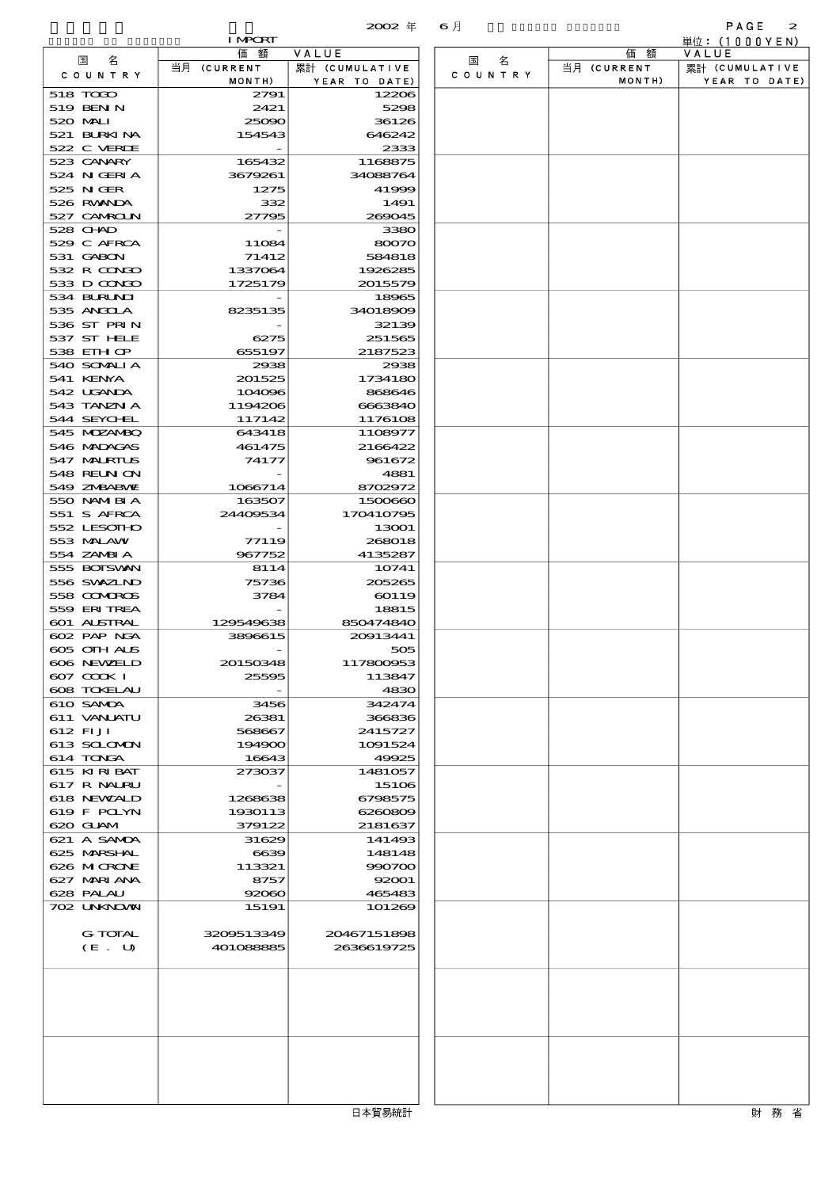IMPORT　　2002 年　6 月

単位：(1000YEN)

| 国名 COUNTRY | 価額 VALUE 当月 (CURRENT MONTH) | 累計 (CUMULATIVE YEAR TO DATE) |
|---|---|---|
| 518 TOGO | 2791 | 12206 |
| 519 BENIN | 2421 | 5298 |
| 520 MALI | 25090 | 36126 |
| 521 BURKINA | 154543 | 646242 |
| 522 C VERDE | - | 2333 |
| 523 CANARY | 165432 | 1168875 |
| 524 NIGERIA | 3679261 | 34088764 |
| 525 NIGER | 1275 | 41999 |
| 526 RWANDA | 332 | 1491 |
| 527 CAMROUN | 27795 | 269045 |
| 528 CHAD | - | 3380 |
| 529 C AFRCA | 11084 | 80070 |
| 531 GABON | 71412 | 584818 |
| 532 R CONGO | 1337064 | 1926285 |
| 533 D CONGO | 1725179 | 2015579 |
| 534 BURUNDI | - | 18965 |
| 535 ANGOLA | 8235135 | 34018909 |
| 536 ST PRIN | - | 32139 |
| 537 ST HELE | 6275 | 251565 |
| 538 ETHIOP | 655197 | 2187523 |
| 540 SOMALIA | 2938 | 2938 |
| 541 KENYA | 201525 | 1734180 |
| 542 UGANDA | 104096 | 868646 |
| 543 TANZNIA | 1194206 | 6663840 |
| 544 SEYCHEL | 117142 | 1176108 |
| 545 MOZAMBQ | 643418 | 1108977 |
| 546 MADAGAS | 461475 | 2166422 |
| 547 MAURTUS | 74177 | 961672 |
| 548 REUNION | - | 4881 |
| 549 ZMBABWE | 1066714 | 8702972 |
| 550 NAMIBIA | 163507 | 1500660 |
| 551 S AFRCA | 24409534 | 170410795 |
| 552 LESOTHO | - | 13001 |
| 553 MALAWI | 77119 | 268018 |
| 554 ZAMBIA | 967752 | 4135287 |
| 555 BOTSWAN | 8114 | 10741 |
| 556 SWAZLND | 75736 | 205265 |
| 558 COMOROS | 3784 | 60119 |
| 559 ERITREA | - | 18815 |
| 601 AUSTRAL | 129549638 | 850474840 |
| 602 PAP NGA | 3896615 | 20913441 |
| 605 OTH AUS | - | 505 |
| 606 NEWZELD | 20150348 | 117800953 |
| 607 COOK I | 25595 | 113847 |
| 608 TOKELAU | - | 4830 |
| 610 SAMOA | 3456 | 342474 |
| 611 VANUATU | 26381 | 366836 |
| 612 FIJI | 568667 | 2415727 |
| 613 SOLOMON | 194900 | 1091524 |
| 614 TONGA | 16643 | 49925 |
| 615 KIRIBAT | 273037 | 1481057 |
| 617 R NAURU | - | 15106 |
| 618 NEWCALD | 1268638 | 6798575 |
| 619 F POLYN | 1930113 | 6260809 |
| 620 GUAM | 379122 | 2181637 |
| 621 A SAMOA | 31629 | 141493 |
| 625 MARSHAL | 6639 | 148148 |
| 626 MICRONE | 113321 | 990700 |
| 627 MARIANA | 8757 | 92001 |
| 628 PALAU | 92060 | 465483 |
| 702 UNKNOWN | 15191 | 101269 |
| G-TOTAL | 3209513349 | 20467151898 |
| (E. U) | 401088885 | 2636619725 |

日本貿易統計　　財務省